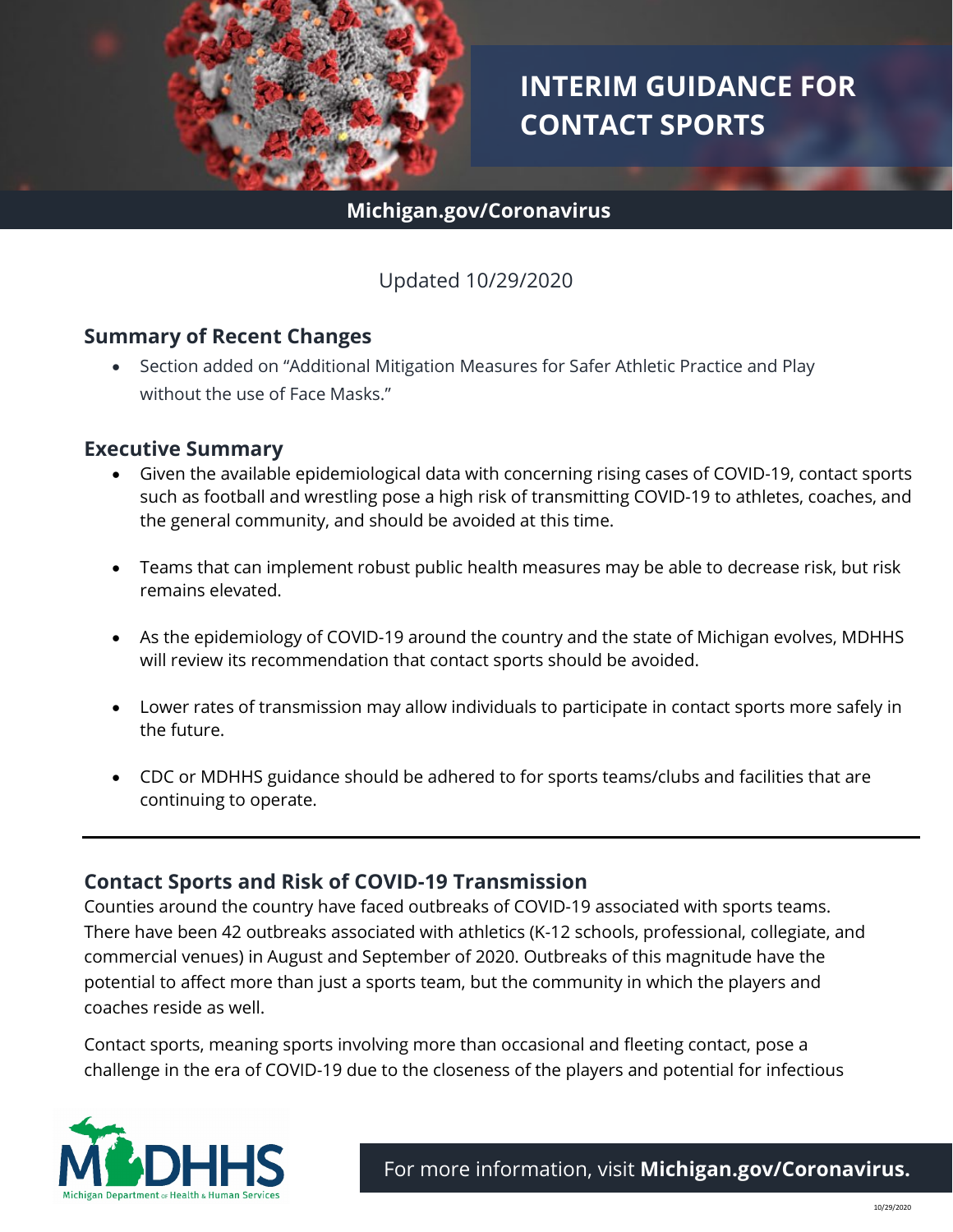# INTERIM GUIDANCE FOR CONTACT SPORTS

**Michigan.gov/Coronavirus**

Updated 10/29/2020

## Summary of Recent Changes

- Section added on "Additional Mitigation Measures for Safer Athletic Practice and Play without the use of Face Masks."

## Executive Summary

- Given the available epidemiological data with concerning rising cases of COVID-19, contact sports such as football and wrestling pose a high risk of transmitting COVID-19 to athletes, coaches, and the general community, and should be avoided at this time.
- Teams that can implement robust public health measures may be able to decrease risk, but risk remains elevated.
- As the epidemiology of COVID-19 around the country and the state of Michigan evolves, MDHHS will review its recommendation that contact sports should be avoided.
- Lower rates of transmission may allow individuals to participate in contact sports more safely in the future.
- CDC or MDHHS guidance should be adhered to for sports teams/clubs and facilities that are continuing to operate.

---

## Contact Sports and Risk of COVID-19 Transmission

Counties around the country have faced outbreaks of COVID-19 associated with sports teams. There have been 42 outbreaks associated with athletics (K-12 schools, professional, collegiate, and commercial venues) in August and September of 2020. Outbreaks of this magnitude have the potential to affect more than just a sports team, but the community in which the players and coaches reside as well.

Contact sports, meaning sports involving more than occasional and fleeting contact, pose a challenge in the era of COVID-19 due to the closeness of the players and potential for infectious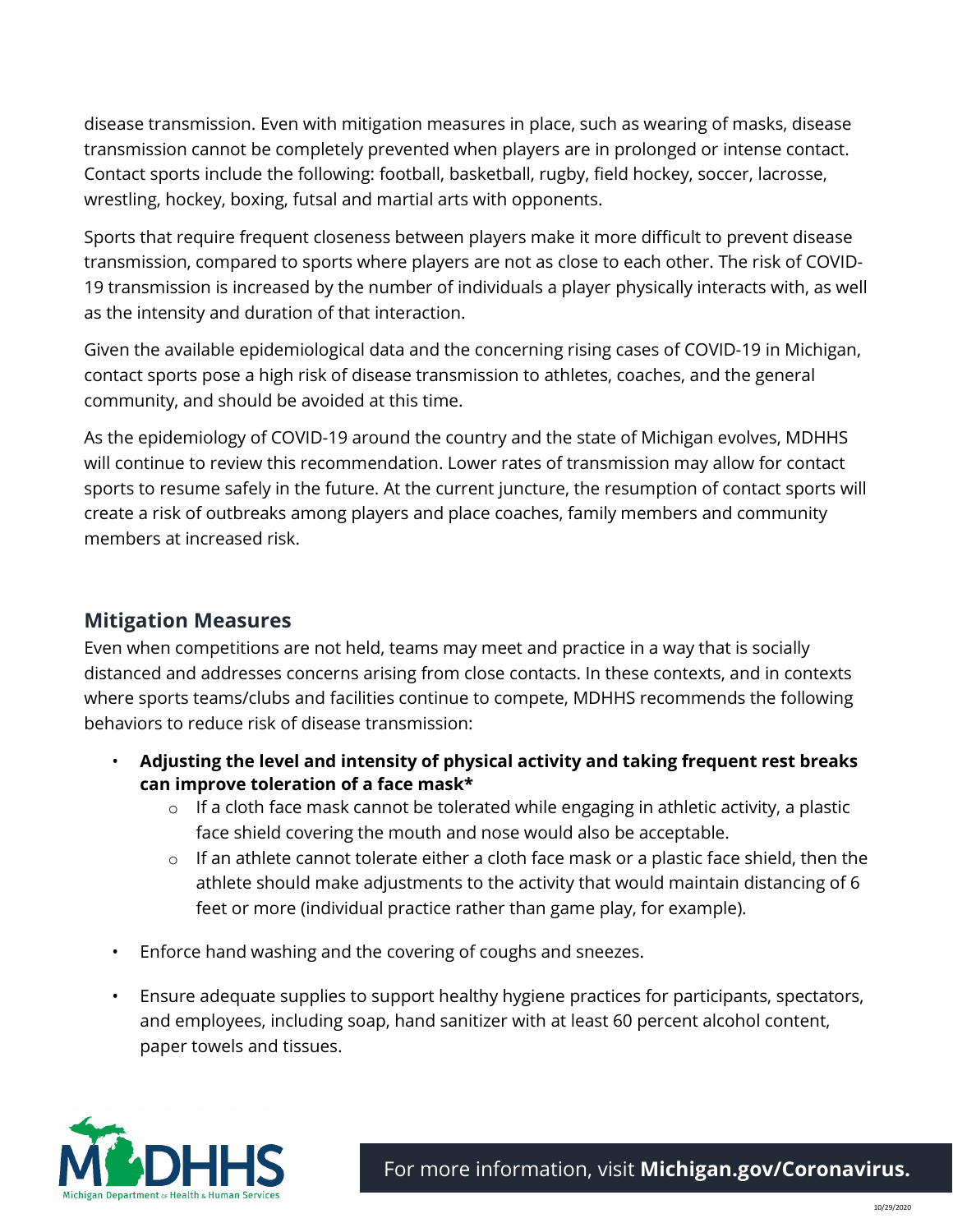disease transmission. Even with mitigation measures in place, such as wearing of masks, disease transmission cannot be completely prevented when players are in prolonged or intense contact. Contact sports include the following: football, basketball, rugby, field hockey, soccer, lacrosse, wrestling, hockey, boxing, futsal and martial arts with opponents.

Sports that require frequent closeness between players make it more difficult to prevent disease transmission, compared to sports where players are not as close to each other. The risk of COVID-19 transmission is increased by the number of individuals a player physically interacts with, as well as the intensity and duration of that interaction.

Given the available epidemiological data and the concerning rising cases of COVID-19 in Michigan, contact sports pose a high risk of disease transmission to athletes, coaches, and the general community, and should be avoided at this time.

As the epidemiology of COVID-19 around the country and the state of Michigan evolves, MDHHS will continue to review this recommendation. Lower rates of transmission may allow for contact sports to resume safely in the future. At the current juncture, the resumption of contact sports will create a risk of outbreaks among players and place coaches, family members and community members at increased risk.

## Mitigation Measures

Even when competitions are not held, teams may meet and practice in a way that is socially distanced and addresses concerns arising from close contacts. In these contexts, and in contexts where sports teams/clubs and facilities continue to compete, MDHHS recommends the following behaviors to reduce risk of disease transmission:

- **Adjusting the level and intensity of physical activity and taking frequent rest breaks can improve toleration of a face mask***
  - If a cloth face mask cannot be tolerated while engaging in athletic activity, a plastic face shield covering the mouth and nose would also be acceptable.
  - If an athlete cannot tolerate either a cloth face mask or a plastic face shield, then the athlete should make adjustments to the activity that would maintain distancing of 6 feet or more (individual practice rather than game play, for example).
- Enforce hand washing and the covering of coughs and sneezes.
- Ensure adequate supplies to support healthy hygiene practices for participants, spectators, and employees, including soap, hand sanitizer with at least 60 percent alcohol content, paper towels and tissues.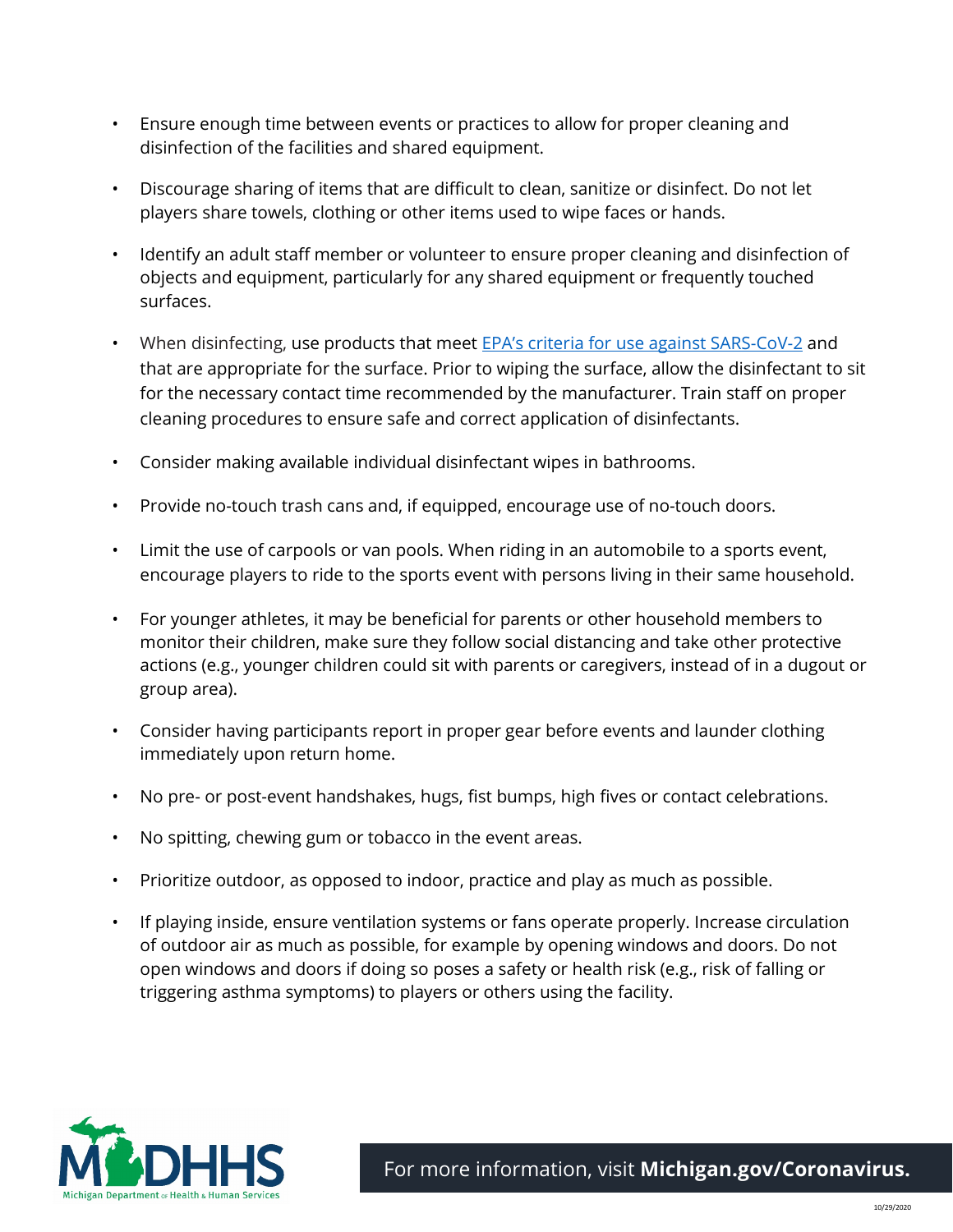- Ensure enough time between events or practices to allow for proper cleaning and disinfection of the facilities and shared equipment.
- Discourage sharing of items that are difficult to clean, sanitize or disinfect. Do not let players share towels, clothing or other items used to wipe faces or hands.
- Identify an adult staff member or volunteer to ensure proper cleaning and disinfection of objects and equipment, particularly for any shared equipment or frequently touched surfaces.
- When disinfecting, use products that meet [EPA's criteria for use against SARS-CoV-2]() and that are appropriate for the surface. Prior to wiping the surface, allow the disinfectant to sit for the necessary contact time recommended by the manufacturer. Train staff on proper cleaning procedures to ensure safe and correct application of disinfectants.
- Consider making available individual disinfectant wipes in bathrooms.
- Provide no-touch trash cans and, if equipped, encourage use of no-touch doors.
- Limit the use of carpools or van pools. When riding in an automobile to a sports event, encourage players to ride to the sports event with persons living in their same household.
- For younger athletes, it may be beneficial for parents or other household members to monitor their children, make sure they follow social distancing and take other protective actions (e.g., younger children could sit with parents or caregivers, instead of in a dugout or group area).
- Consider having participants report in proper gear before events and launder clothing immediately upon return home.
- No pre- or post-event handshakes, hugs, fist bumps, high fives or contact celebrations.
- No spitting, chewing gum or tobacco in the event areas.
- Prioritize outdoor, as opposed to indoor, practice and play as much as possible.
- If playing inside, ensure ventilation systems or fans operate properly. Increase circulation of outdoor air as much as possible, for example by opening windows and doors. Do not open windows and doors if doing so poses a safety or health risk (e.g., risk of falling or triggering asthma symptoms) to players or others using the facility.

For more information, visit **Michigan.gov/Coronavirus.**

10/29/2020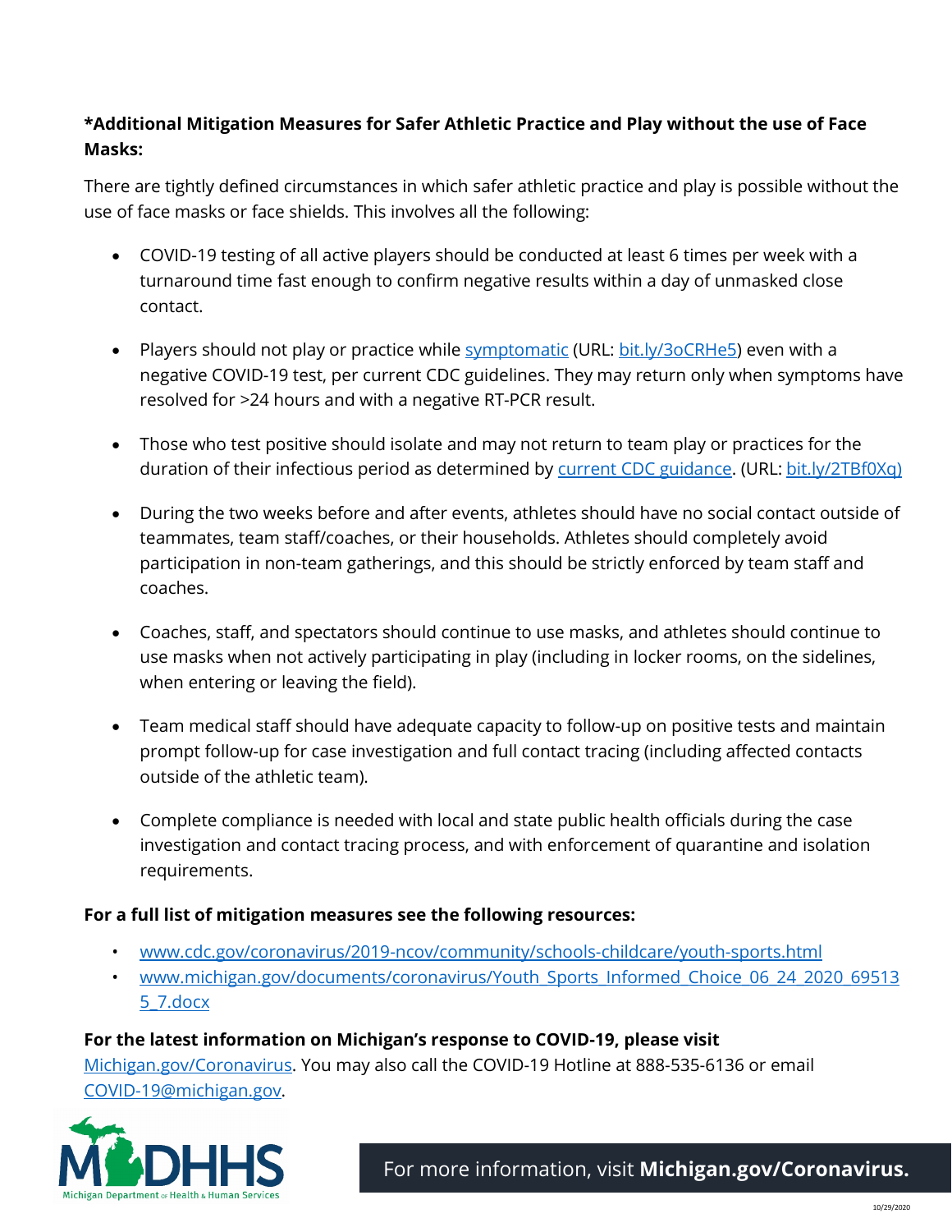**\*Additional Mitigation Measures for Safer Athletic Practice and Play without the use of Face Masks:**

There are tightly defined circumstances in which safer athletic practice and play is possible without the use of face masks or face shields. This involves all the following:

- COVID-19 testing of all active players should be conducted at least 6 times per week with a turnaround time fast enough to confirm negative results within a day of unmasked close contact.
- Players should not play or practice while symptomatic (URL: bit.ly/3oCRHe5) even with a negative COVID-19 test, per current CDC guidelines. They may return only when symptoms have resolved for >24 hours and with a negative RT-PCR result.
- Those who test positive should isolate and may not return to team play or practices for the duration of their infectious period as determined by current CDC guidance. (URL: bit.ly/2TBf0Xq)
- During the two weeks before and after events, athletes should have no social contact outside of teammates, team staff/coaches, or their households. Athletes should completely avoid participation in non-team gatherings, and this should be strictly enforced by team staff and coaches.
- Coaches, staff, and spectators should continue to use masks, and athletes should continue to use masks when not actively participating in play (including in locker rooms, on the sidelines, when entering or leaving the field).
- Team medical staff should have adequate capacity to follow-up on positive tests and maintain prompt follow-up for case investigation and full contact tracing (including affected contacts outside of the athletic team).
- Complete compliance is needed with local and state public health officials during the case investigation and contact tracing process, and with enforcement of quarantine and isolation requirements.

**For a full list of mitigation measures see the following resources:**

- www.cdc.gov/coronavirus/2019-ncov/community/schools-childcare/youth-sports.html
- www.michigan.gov/documents/coronavirus/Youth_Sports_Informed_Choice_06_24_2020_695135_7.docx

**For the latest information on Michigan's response to COVID-19, please visit** Michigan.gov/Coronavirus. You may also call the COVID-19 Hotline at 888-535-6136 or email COVID-19@michigan.gov.

MDHHS Michigan Department of Health & Human Services

For more information, visit **Michigan.gov/Coronavirus.**

10/29/2020